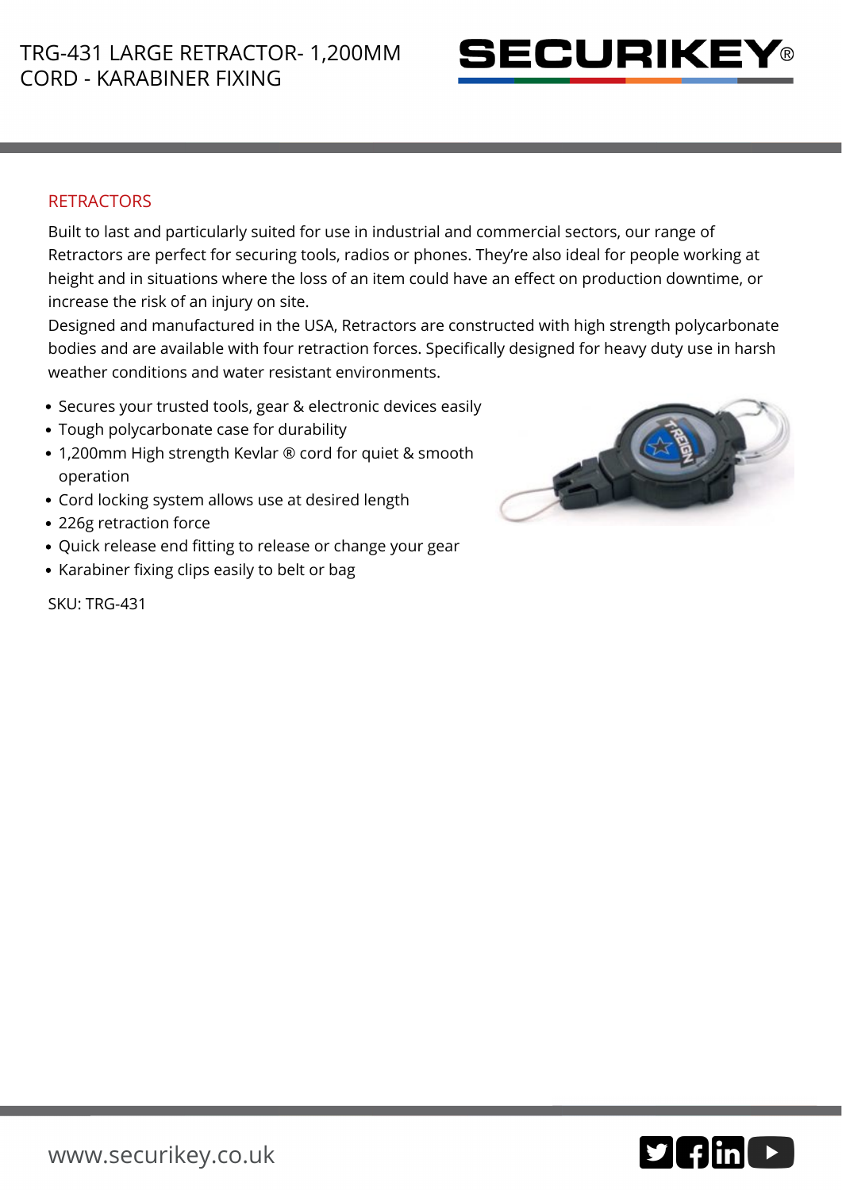# TRG-431 LARGE RETRACTOR- 1,200MM CORD - KARABINER FIXING

## RETRACTORS

Built to last and particularly suited for use in industrial and commercial sectors, our range of Retractors are perfect for securing tools, radios or phones. They're also ideal for people working at height and in situations where the loss of an item could have an effect on production downtime, or increase the risk of an injury on site.

Designed and manufactured in the USA, Retractors are constructed with high strength polycarbonate bodies and are available with four retraction forces. Specifically designed for heavy duty use in harsh weather conditions and water resistant environments.

- Secures your trusted tools, gear & electronic devices easily
- Tough polycarbonate case for durability
- 1,200mm High strength Kevlar ® cord for quiet & smooth operation
- Cord locking system allows use at desired length
- 226g retraction force
- Quick release end fitting to release or change your gear
- Karabiner fixing clips easily to belt or bag

SKU: TRG-431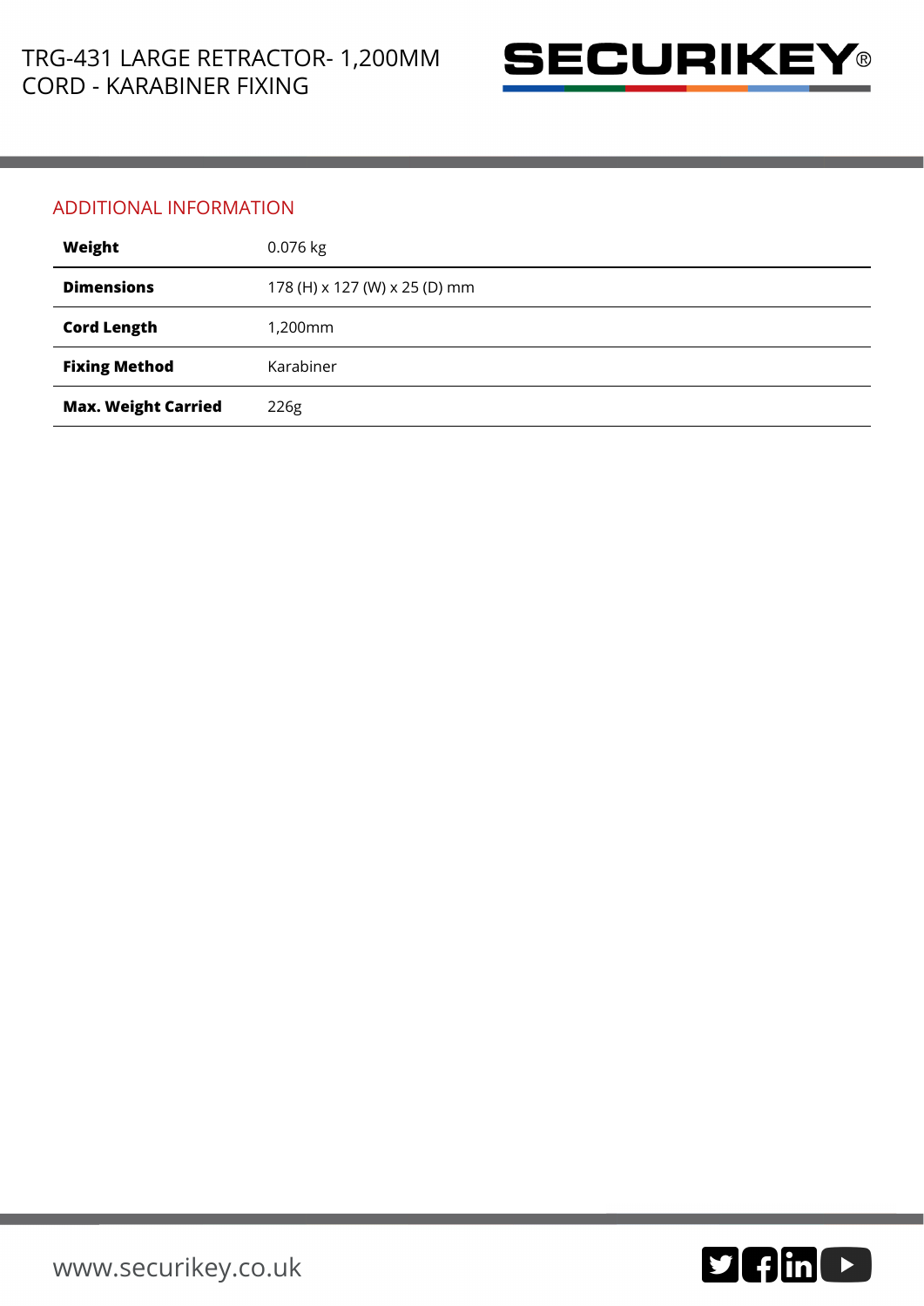# TRG-431 LARGE RETRACTOR- 1,200MM CORD - KARABINER FIXING

## ADDITIONAL INFORMATION

| | |
|---|---|
| **Weight** | 0.076 kg |
| **Dimensions** | 178 (H) x 127 (W) x 25 (D) mm |
| **Cord Length** | 1,200mm |
| **Fixing Method** | Karabiner |
| **Max. Weight Carried** | 226g |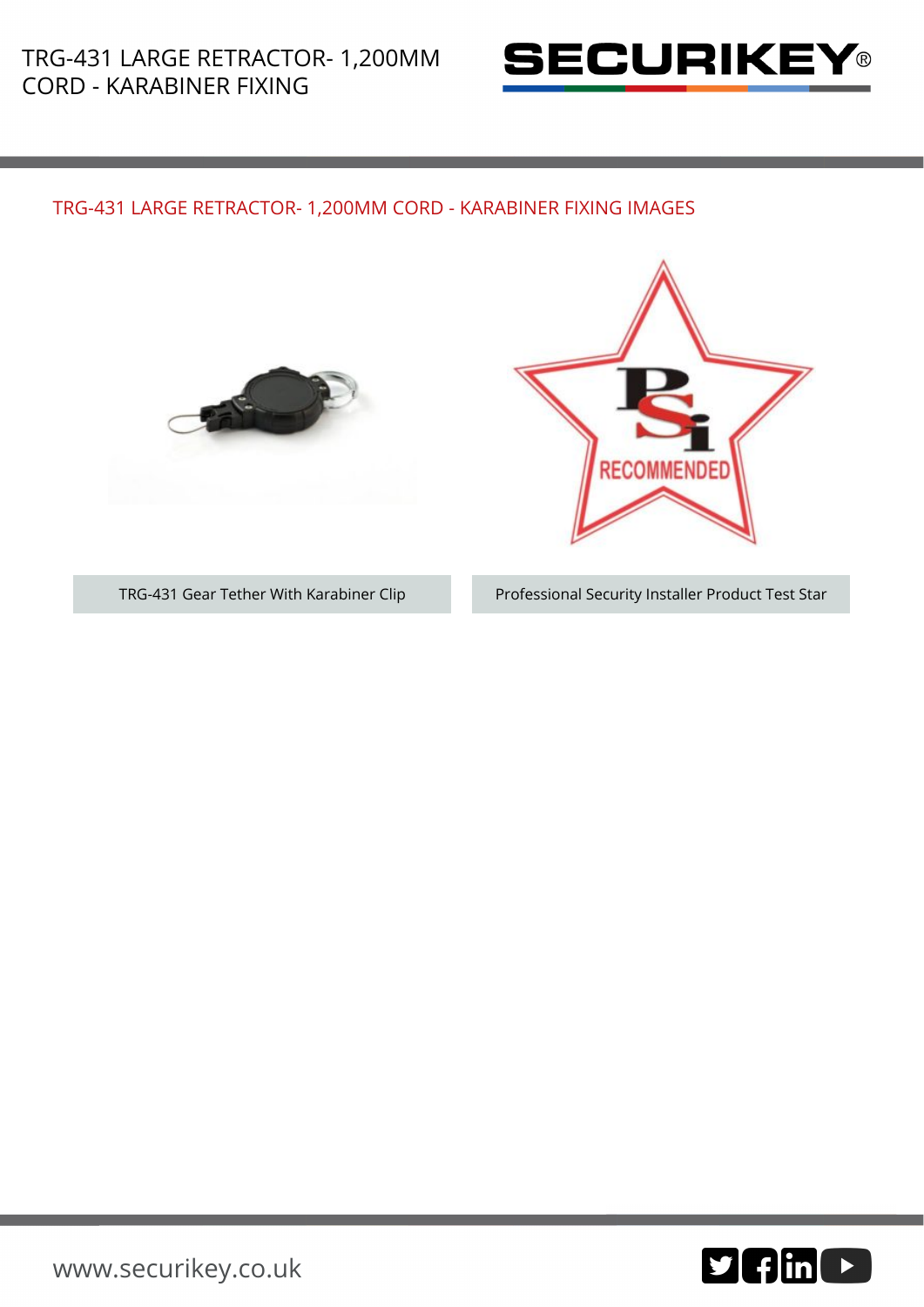## TRG-431 LARGE RETRACTOR- 1,200MM CORD - KARABINER FIXING IMAGES

TRG-431 Gear Tether With Karabiner Clip

Professional Security Installer Product Test Star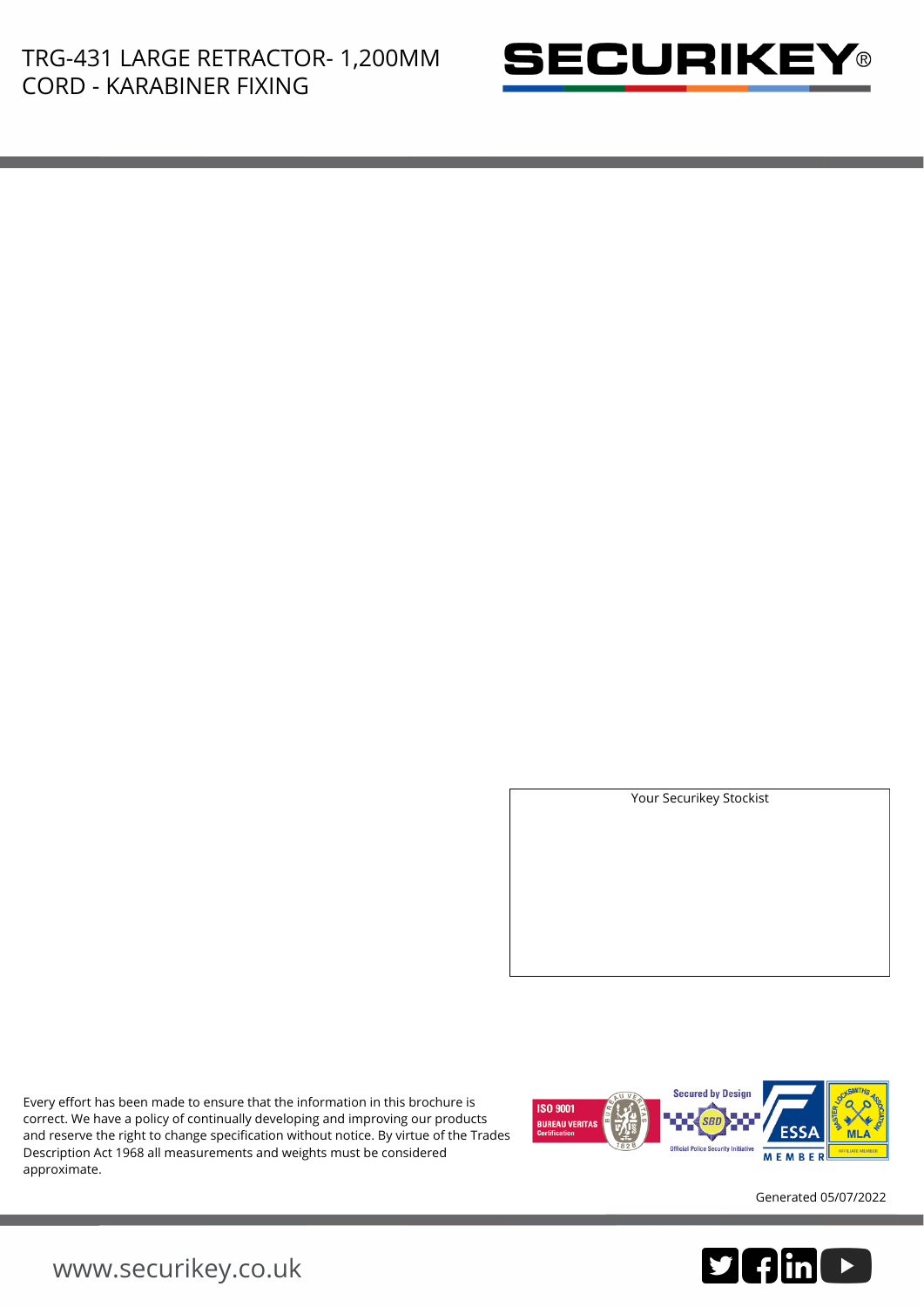# TRG-431 LARGE RETRACTOR- 1,200MM CORD - KARABINER FIXING

Your Securikey Stockist

Every effort has been made to ensure that the information in this brochure is correct. We have a policy of continually developing and improving our products and reserve the right to change specification without notice. By virtue of the Trades Description Act 1968 all measurements and weights must be considered approximate.

Generated 05/07/2022

www.securikey.co.uk